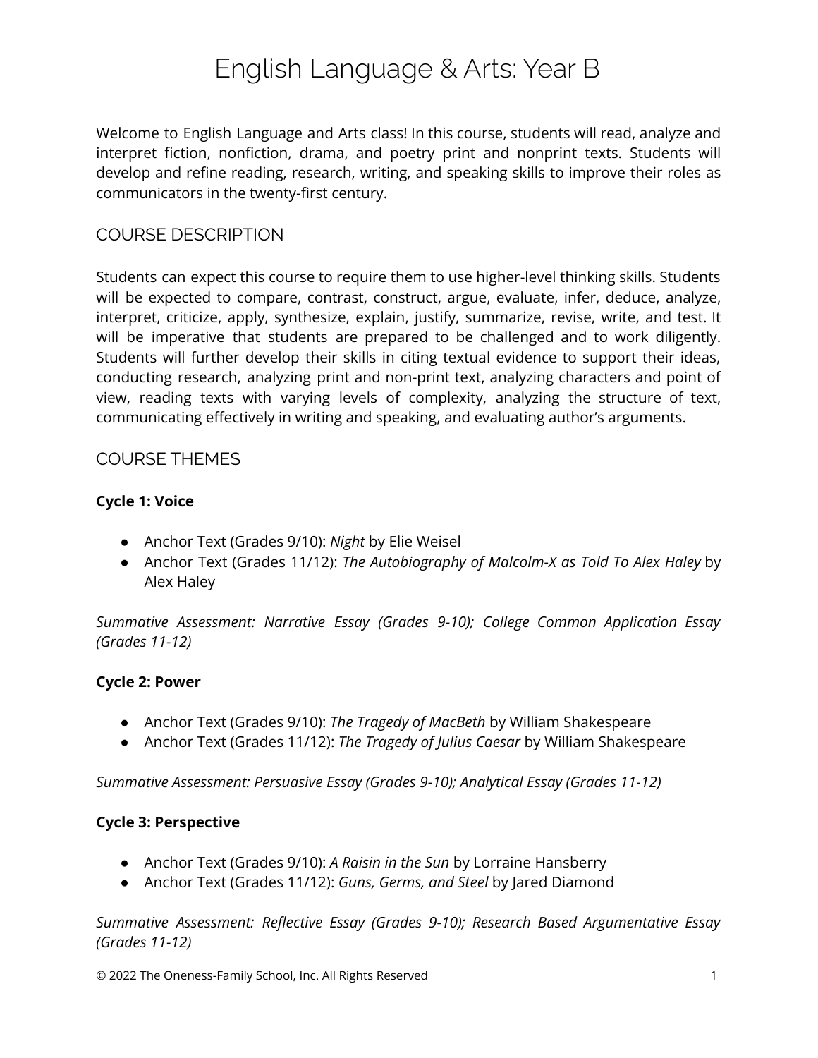# English Language & Arts: Year B

Welcome to English Language and Arts class! In this course, students will read, analyze and interpret fiction, nonfiction, drama, and poetry print and nonprint texts. Students will develop and refine reading, research, writing, and speaking skills to improve their roles as communicators in the twenty-first century.

## COURSE DESCRIPTION

Students can expect this course to require them to use higher-level thinking skills. Students will be expected to compare, contrast, construct, argue, evaluate, infer, deduce, analyze, interpret, criticize, apply, synthesize, explain, justify, summarize, revise, write, and test. It will be imperative that students are prepared to be challenged and to work diligently. Students will further develop their skills in citing textual evidence to support their ideas, conducting research, analyzing print and non-print text, analyzing characters and point of view, reading texts with varying levels of complexity, analyzing the structure of text, communicating effectively in writing and speaking, and evaluating author's arguments.

## COURSE THEMES

### Cycle 1: Voice

- Anchor Text (Grades 9/10): *Night* by Elie Weisel
- Anchor Text (Grades 11/12): *The Autobiography of Malcolm-X as Told To Alex Haley* by Alex Haley

*Summative Assessment: Narrative Essay (Grades 9-10); College Common Application Essay (Grades 11-12)*

### Cycle 2: Power

- Anchor Text (Grades 9/10): *The Tragedy of MacBeth* by William Shakespeare
- Anchor Text (Grades 11/12): *The Tragedy of Julius Caesar* by William Shakespeare

*Summative Assessment: Persuasive Essay (Grades 9-10); Analytical Essay (Grades 11-12)*

### Cycle 3: Perspective

- Anchor Text (Grades 9/10): *A Raisin in the Sun* by Lorraine Hansberry
- Anchor Text (Grades 11/12): *Guns, Germs, and Steel* by Jared Diamond

*Summative Assessment: Reflective Essay (Grades 9-10); Research Based Argumentative Essay (Grades 11-12)*

© 2022 The Oneness-Family School, Inc. All Rights Reserved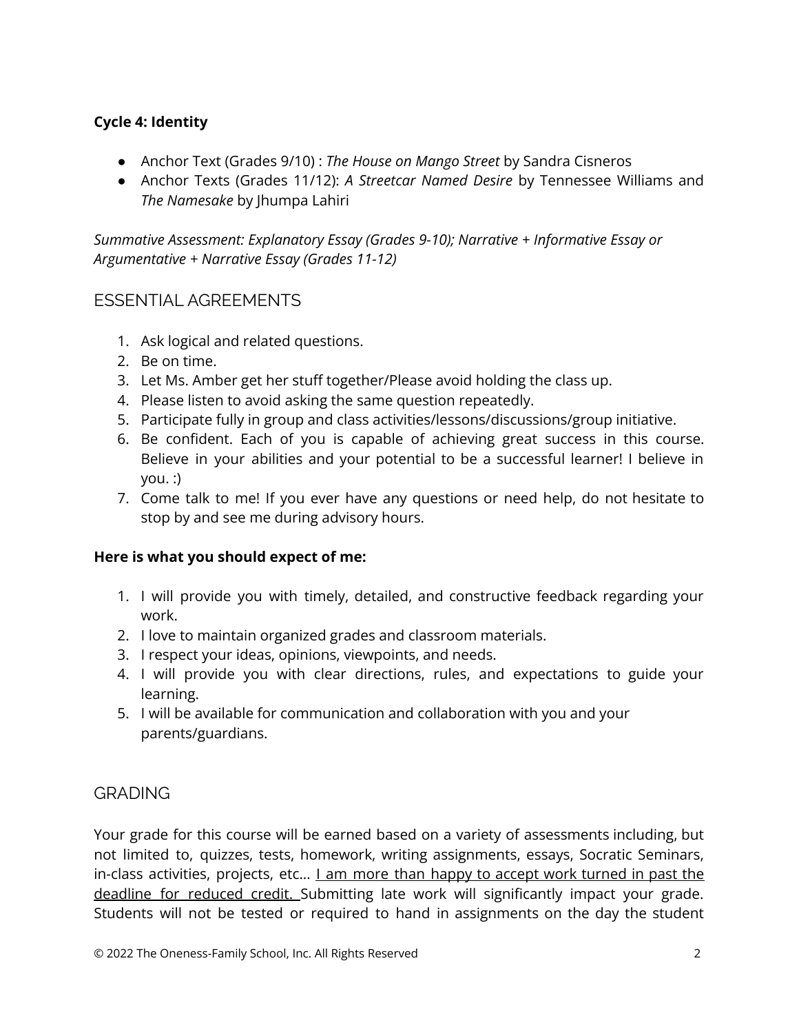**Cycle 4: Identity**

- Anchor Text (Grades 9/10) : *The House on Mango Street* by Sandra Cisneros
- Anchor Texts (Grades 11/12): *A Streetcar Named Desire* by Tennessee Williams and *The Namesake* by Jhumpa Lahiri

*Summative Assessment: Explanatory Essay (Grades 9-10); Narrative + Informative Essay or Argumentative + Narrative Essay (Grades 11-12)*

## ESSENTIAL AGREEMENTS

1. Ask logical and related questions.
2. Be on time.
3. Let Ms. Amber get her stuff together/Please avoid holding the class up.
4. Please listen to avoid asking the same question repeatedly.
5. Participate fully in group and class activities/lessons/discussions/group initiative.
6. Be confident. Each of you is capable of achieving great success in this course. Believe in your abilities and your potential to be a successful learner! I believe in you. :)
7. Come talk to me! If you ever have any questions or need help, do not hesitate to stop by and see me during advisory hours.

**Here is what you should expect of me:**

1. I will provide you with timely, detailed, and constructive feedback regarding your work.
2. I love to maintain organized grades and classroom materials.
3. I respect your ideas, opinions, viewpoints, and needs.
4. I will provide you with clear directions, rules, and expectations to guide your learning.
5. I will be available for communication and collaboration with you and your parents/guardians.

## GRADING

Your grade for this course will be earned based on a variety of assessments including, but not limited to, quizzes, tests, homework, writing assignments, essays, Socratic Seminars, in-class activities, projects, etc... <u>I am more than happy to accept work turned in past the deadline for reduced credit.</u> Submitting late work will significantly impact your grade. Students will not be tested or required to hand in assignments on the day the student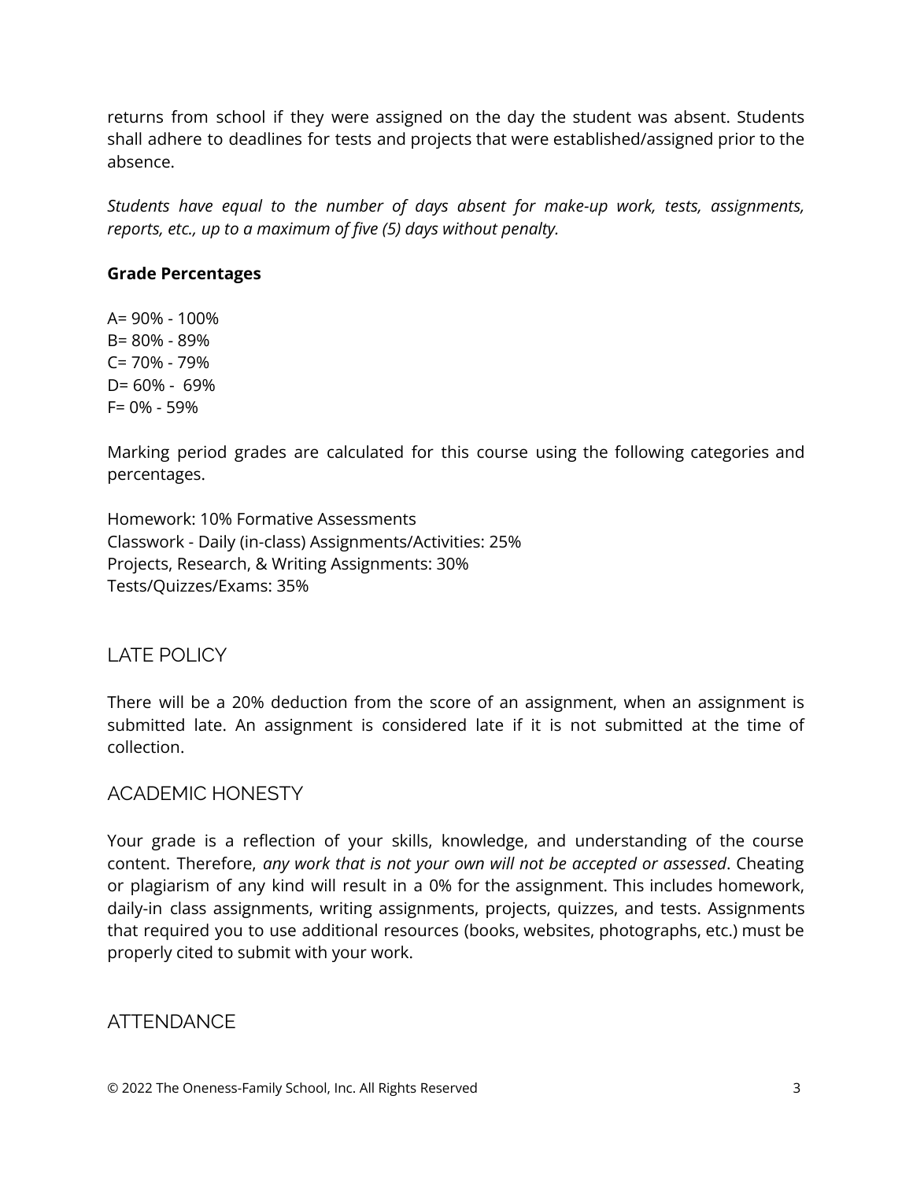returns from school if they were assigned on the day the student was absent. Students shall adhere to deadlines for tests and projects that were established/assigned prior to the absence.

*Students have equal to the number of days absent for make-up work, tests, assignments, reports, etc., up to a maximum of five (5) days without penalty.*

**Grade Percentages**

A= 90% - 100%
B= 80% - 89%
C= 70% - 79%
D= 60% - 69%
F= 0% - 59%

Marking period grades are calculated for this course using the following categories and percentages.

Homework: 10% Formative Assessments
Classwork - Daily (in-class) Assignments/Activities: 25%
Projects, Research, & Writing Assignments: 30%
Tests/Quizzes/Exams: 35%

## LATE POLICY

There will be a 20% deduction from the score of an assignment, when an assignment is submitted late. An assignment is considered late if it is not submitted at the time of collection.

## ACADEMIC HONESTY

Your grade is a reflection of your skills, knowledge, and understanding of the course content. Therefore, *any work that is not your own will not be accepted or assessed*. Cheating or plagiarism of any kind will result in a 0% for the assignment. This includes homework, daily-in class assignments, writing assignments, projects, quizzes, and tests. Assignments that required you to use additional resources (books, websites, photographs, etc.) must be properly cited to submit with your work.

## ATTENDANCE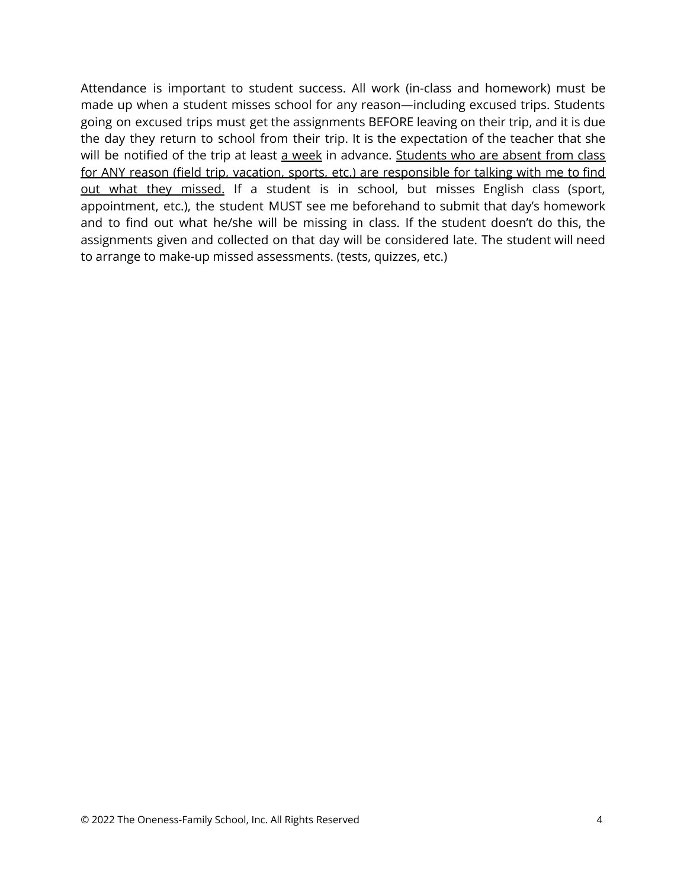Attendance is important to student success. All work (in-class and homework) must be made up when a student misses school for any reason—including excused trips. Students going on excused trips must get the assignments BEFORE leaving on their trip, and it is due the day they return to school from their trip. It is the expectation of the teacher that she will be notified of the trip at least <u>a week</u> in advance. <u>Students who are absent from class for ANY reason (field trip, vacation, sports, etc.) are responsible for talking with me to find out what they missed.</u> If a student is in school, but misses English class (sport, appointment, etc.), the student MUST see me beforehand to submit that day's homework and to find out what he/she will be missing in class. If the student doesn't do this, the assignments given and collected on that day will be considered late. The student will need to arrange to make-up missed assessments. (tests, quizzes, etc.)